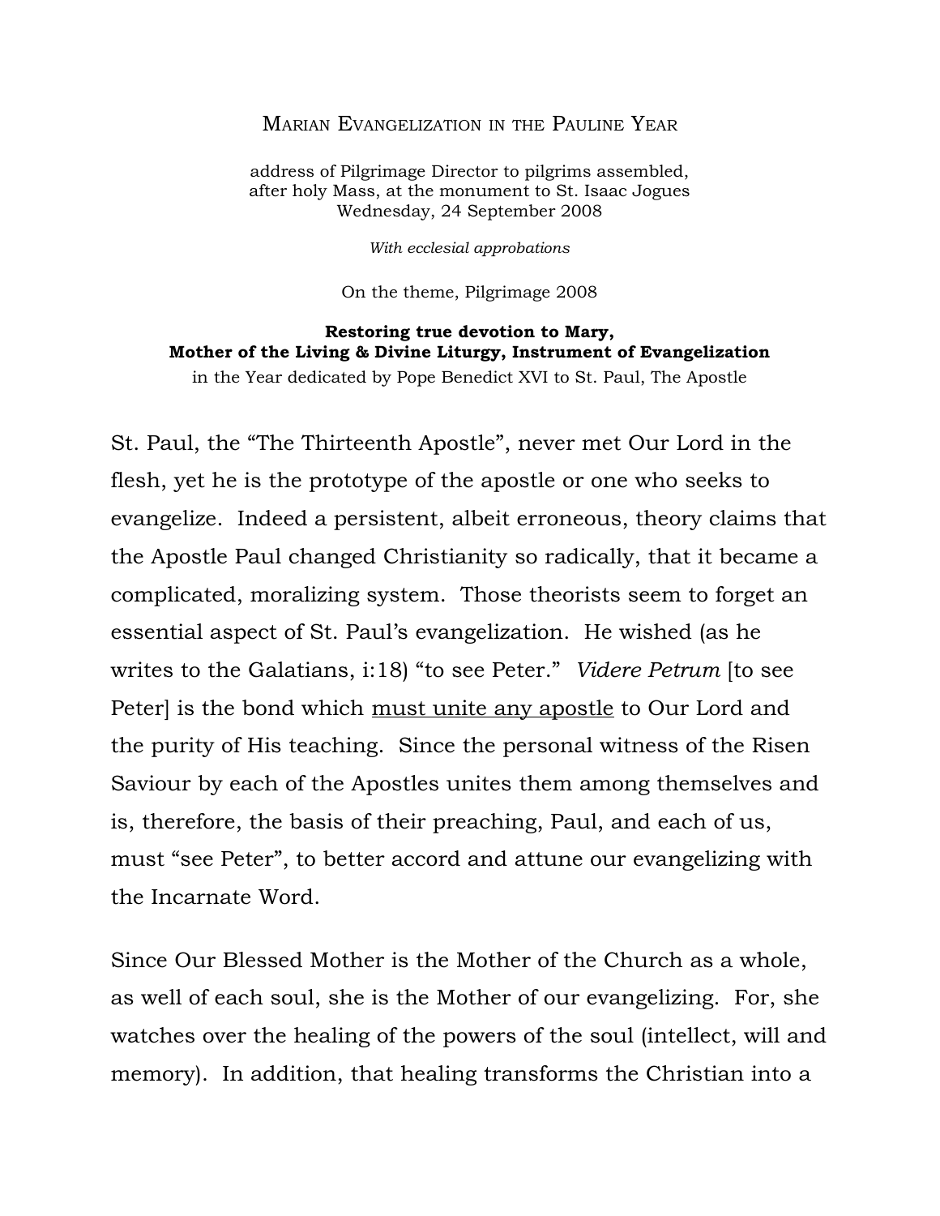# Marian Evangelization in the Pauline Year

address of Pilgrimage Director to pilgrims assembled,
after holy Mass, at the monument to St. Isaac Jogues
Wednesday, 24 September 2008

*With ecclesial approbations*

On the theme, Pilgrimage 2008

**Restoring true devotion to Mary,**
**Mother of the Living & Divine Liturgy, Instrument of Evangelization**
in the Year dedicated by Pope Benedict XVI to St. Paul, The Apostle

St. Paul, the "The Thirteenth Apostle", never met Our Lord in the flesh, yet he is the prototype of the apostle or one who seeks to evangelize. Indeed a persistent, albeit erroneous, theory claims that the Apostle Paul changed Christianity so radically, that it became a complicated, moralizing system. Those theorists seem to forget an essential aspect of St. Paul's evangelization. He wished (as he writes to the Galatians, i:18) "to see Peter." *Videre Petrum* [to see Peter] is the bond which <u>must unite any apostle</u> to Our Lord and the purity of His teaching. Since the personal witness of the Risen Saviour by each of the Apostles unites them among themselves and is, therefore, the basis of their preaching, Paul, and each of us, must "see Peter", to better accord and attune our evangelizing with the Incarnate Word.

Since Our Blessed Mother is the Mother of the Church as a whole, as well of each soul, she is the Mother of our evangelizing. For, she watches over the healing of the powers of the soul (intellect, will and memory). In addition, that healing transforms the Christian into a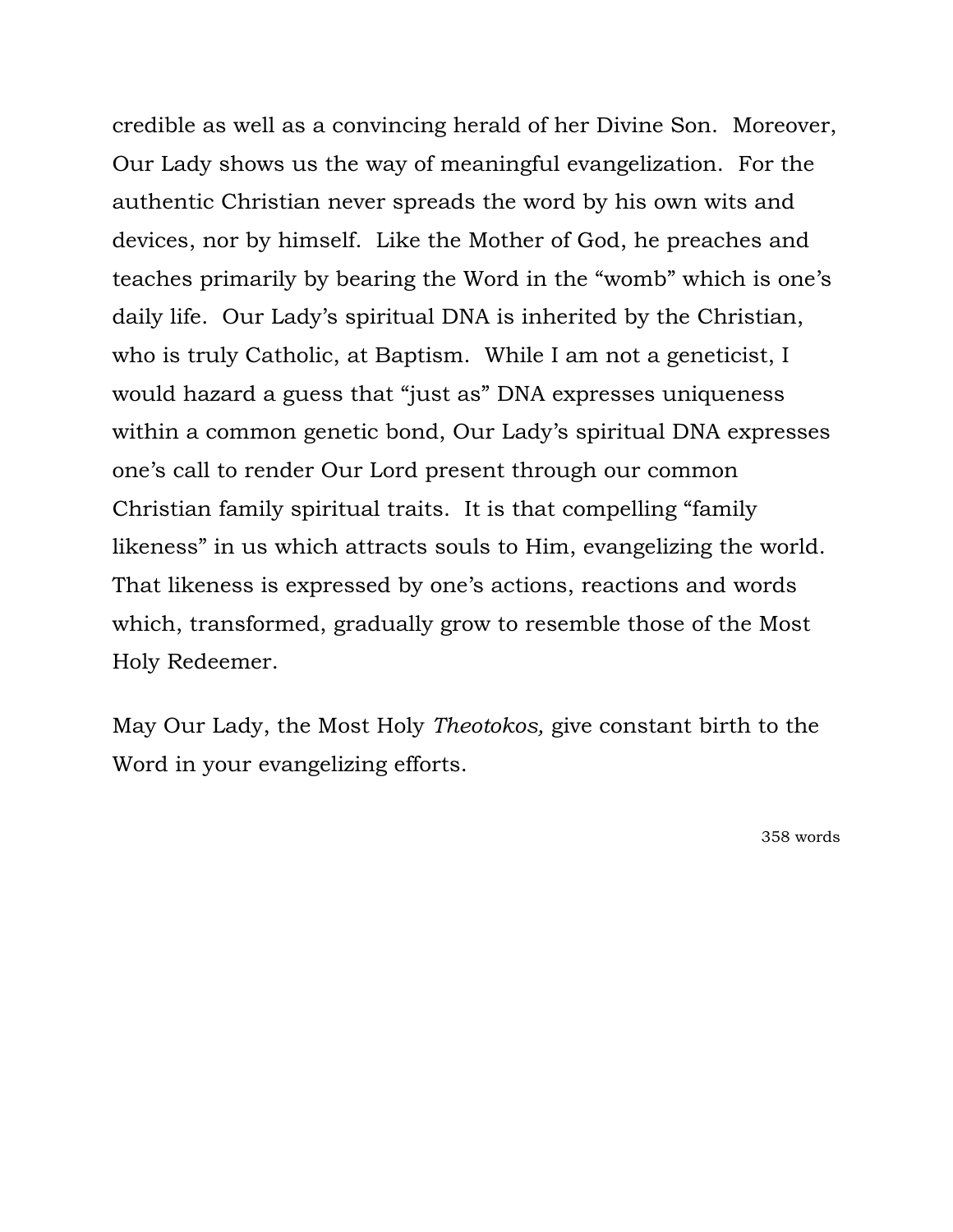credible as well as a convincing herald of her Divine Son. Moreover, Our Lady shows us the way of meaningful evangelization. For the authentic Christian never spreads the word by his own wits and devices, nor by himself. Like the Mother of God, he preaches and teaches primarily by bearing the Word in the "womb" which is one's daily life. Our Lady's spiritual DNA is inherited by the Christian, who is truly Catholic, at Baptism. While I am not a geneticist, I would hazard a guess that "just as" DNA expresses uniqueness within a common genetic bond, Our Lady's spiritual DNA expresses one's call to render Our Lord present through our common Christian family spiritual traits. It is that compelling "family likeness" in us which attracts souls to Him, evangelizing the world. That likeness is expressed by one's actions, reactions and words which, transformed, gradually grow to resemble those of the Most Holy Redeemer.

May Our Lady, the Most Holy *Theotokos,* give constant birth to the Word in your evangelizing efforts.

358 words